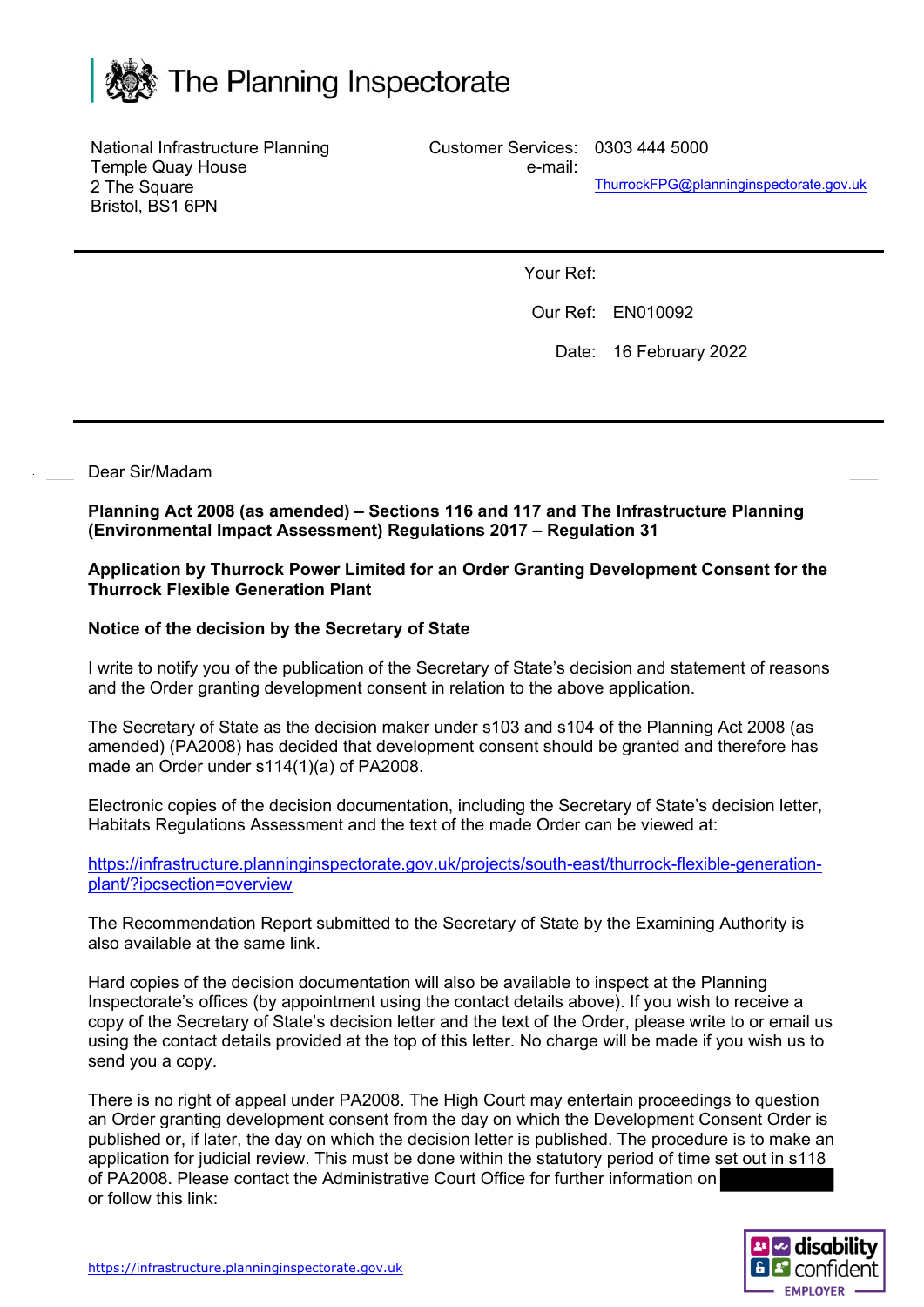# The Planning Inspectorate

National Infrastructure Planning
Temple Quay House
2 The Square
Bristol, BS1 6PN

Customer Services: 0303 444 5000
e-mail: ThurrockFPG@planninginspectorate.gov.uk

Your Ref:

Our Ref: EN010092

Date: 16 February 2022

Dear Sir/Madam

**Planning Act 2008 (as amended) – Sections 116 and 117 and The Infrastructure Planning (Environmental Impact Assessment) Regulations 2017 – Regulation 31**

**Application by Thurrock Power Limited for an Order Granting Development Consent for the Thurrock Flexible Generation Plant**

**Notice of the decision by the Secretary of State**

I write to notify you of the publication of the Secretary of State's decision and statement of reasons and the Order granting development consent in relation to the above application.

The Secretary of State as the decision maker under s103 and s104 of the Planning Act 2008 (as amended) (PA2008) has decided that development consent should be granted and therefore has made an Order under s114(1)(a) of PA2008.

Electronic copies of the decision documentation, including the Secretary of State's decision letter, Habitats Regulations Assessment and the text of the made Order can be viewed at:

https://infrastructure.planninginspectorate.gov.uk/projects/south-east/thurrock-flexible-generation-plant/?ipcsection=overview

The Recommendation Report submitted to the Secretary of State by the Examining Authority is also available at the same link.

Hard copies of the decision documentation will also be available to inspect at the Planning Inspectorate's offices (by appointment using the contact details above). If you wish to receive a copy of the Secretary of State's decision letter and the text of the Order, please write to or email us using the contact details provided at the top of this letter. No charge will be made if you wish us to send you a copy.

There is no right of appeal under PA2008. The High Court may entertain proceedings to question an Order granting development consent from the day on which the Development Consent Order is published or, if later, the day on which the decision letter is published. The procedure is to make an application for judicial review. This must be done within the statutory period of time set out in s118 of PA2008. Please contact the Administrative Court Office for further information on [REDACTED] or follow this link: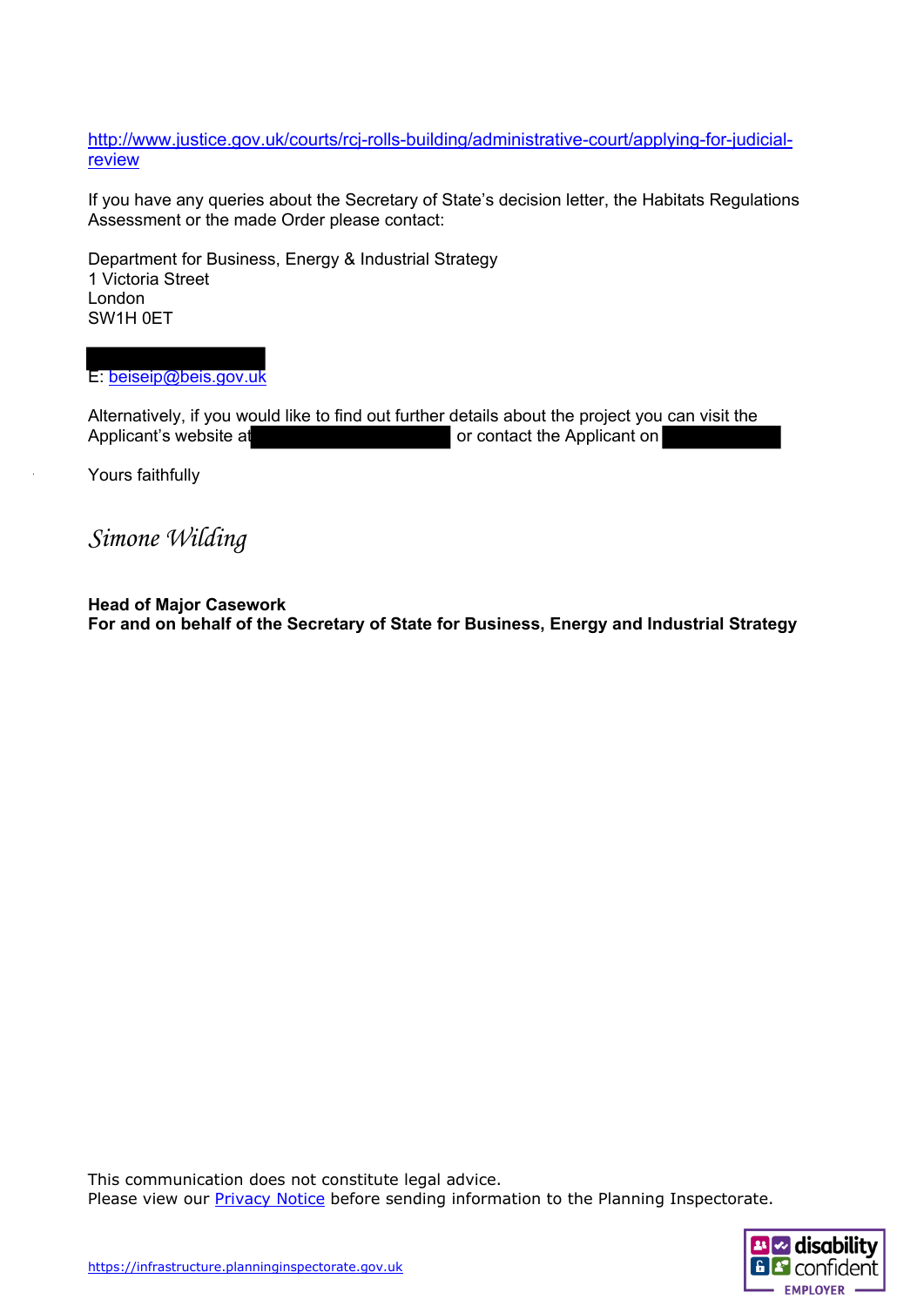http://www.justice.gov.uk/courts/rcj-rolls-building/administrative-court/applying-for-judicial-review

If you have any queries about the Secretary of State's decision letter, the Habitats Regulations Assessment or the made Order please contact:

Department for Business, Energy & Industrial Strategy
1 Victoria Street
London
SW1H 0ET

E: beiseip@beis.gov.uk

Alternatively, if you would like to find out further details about the project you can visit the Applicant's website at or contact the Applicant on

Yours faithfully

*Simone Wilding*

**Head of Major Casework**
**For and on behalf of the Secretary of State for Business, Energy and Industrial Strategy**

This communication does not constitute legal advice.
Please view our Privacy Notice before sending information to the Planning Inspectorate.

https://infrastructure.planninginspectorate.gov.uk